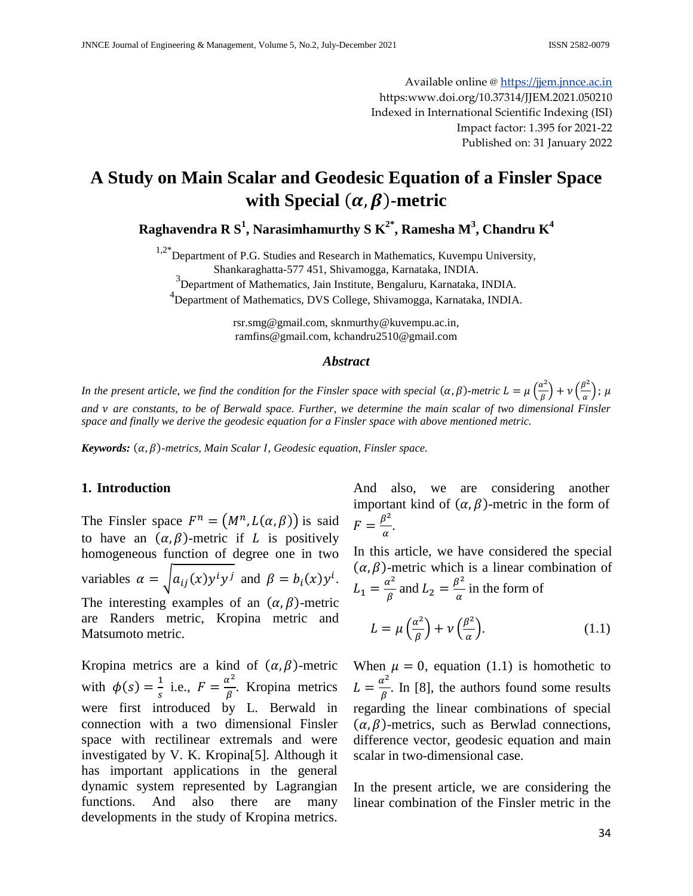Available online @ https://jjem.jnnce.ac.in
https:www.doi.org/10.37314/JJEM.2021.050210
Indexed in International Scientific Indexing (ISI)
Impact factor: 1.395 for 2021-22
Published on: 31 January 2022

# A Study on Main Scalar and Geodesic Equation of a Finsler Space with Special $(\alpha, \beta)$-metric

**Raghavendra R S[1], Narasimhamurthy S K[2*], Ramesha M[3], Chandru K[4]**

[1,2*] Department of P.G. Studies and Research in Mathematics, Kuvempu University, Shankaraghatta-577 451, Shivamogga, Karnataka, INDIA.
[3] Department of Mathematics, Jain Institute, Bengaluru, Karnataka, INDIA.
[4] Department of Mathematics, DVS College, Shivamogga, Karnataka, INDIA.

rsr.smg@gmail.com, sknmurthy@kuvempu.ac.in, ramfins@gmail.com, kchandru2510@gmail.com

### *Abstract*

*In the present article, we find the condition for the Finsler space with special $(\alpha, \beta)$-metric $L = \mu\left(\frac{\alpha^2}{\beta}\right) + \nu\left(\frac{\beta^2}{\alpha}\right)$; $\mu$ and $\nu$ are constants, to be of Berwald space. Further, we determine the main scalar of two dimensional Finsler space and finally we derive the geodesic equation for a Finsler space with above mentioned metric.*

***Keywords:*** *$(\alpha, \beta)$-metrics, Main Scalar I, Geodesic equation, Finsler space.*

## 1. Introduction

The Finsler space $F^n = (M^n, L(\alpha, \beta))$ is said to have an $(\alpha, \beta)$-metric if $L$ is positively homogeneous function of degree one in two variables $\alpha = \sqrt{a_{ij}(x)y^i y^j}$ and $\beta = b_i(x)y^i$. The interesting examples of an $(\alpha, \beta)$-metric are Randers metric, Kropina metric and Matsumoto metric.

Kropina metrics are a kind of $(\alpha, \beta)$-metric with $\phi(s) = \frac{1}{s}$ i.e., $F = \frac{\alpha^2}{\beta}$. Kropina metrics were first introduced by L. Berwald in connection with a two dimensional Finsler space with rectilinear extremals and were investigated by V. K. Kropina[5]. Although it has important applications in the general dynamic system represented by Lagrangian functions. And also there are many developments in the study of Kropina metrics.

And also, we are considering another important kind of $(\alpha, \beta)$-metric in the form of $F = \frac{\beta^2}{\alpha}$.

In this article, we have considered the special $(\alpha, \beta)$-metric which is a linear combination of $L_1 = \frac{\alpha^2}{\beta}$ and $L_2 = \frac{\beta^2}{\alpha}$ in the form of

$$L = \mu\left(\frac{\alpha^2}{\beta}\right) + \nu\left(\frac{\beta^2}{\alpha}\right). \tag{1.1}$$

When $\mu = 0$, equation (1.1) is homothetic to $L = \frac{\alpha^2}{\beta}$. In [8], the authors found some results regarding the linear combinations of special $(\alpha, \beta)$-metrics, such as Berwlad connections, difference vector, geodesic equation and main scalar in two-dimensional case.

In the present article, we are considering the linear combination of the Finsler metric in the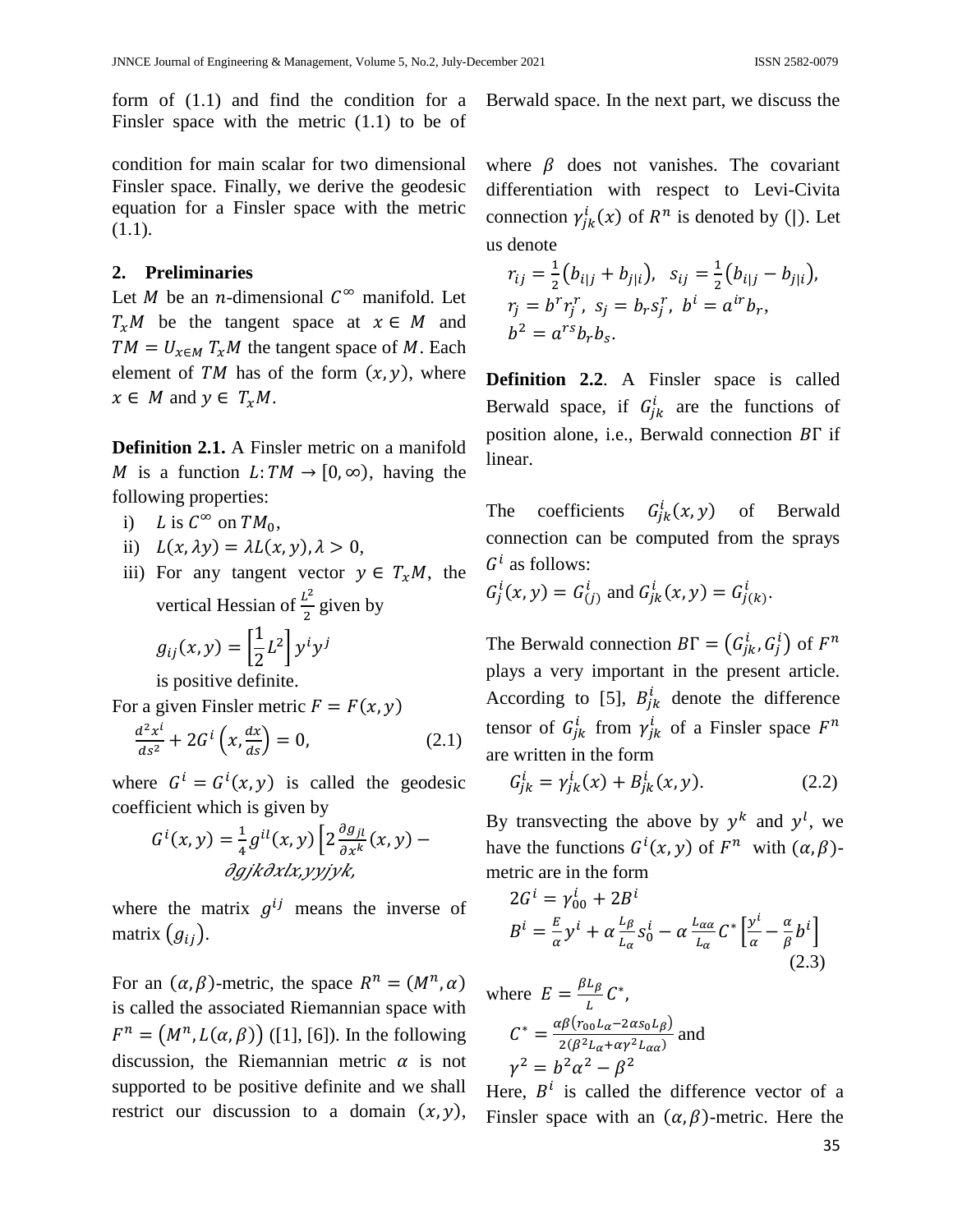form of (1.1) and find the condition for a Finsler space with the metric (1.1) to be of Berwald space. In the next part, we discuss the condition for main scalar for two dimensional Finsler space. Finally, we derive the geodesic equation for a Finsler space with the metric (1.1).

## 2. Preliminaries

Let $M$ be an $n$-dimensional $C^{\infty}$ manifold. Let $T_xM$ be the tangent space at $x \in M$ and $TM = U_{x\in M}\, T_xM$ the tangent space of $M$. Each element of $TM$ has of the form $(x, y)$, where $x \in M$ and $y \in T_xM$.

**Definition 2.1.** A Finsler metric on a manifold $M$ is a function $L: TM \to [0, \infty)$, having the following properties:

i) $L$ is $C^{\infty}$ on $TM_0$,
ii) $L(x, \lambda y) = \lambda L(x, y), \lambda > 0$,
iii) For any tangent vector $y \in T_xM$, the vertical Hessian of $\frac{L^2}{2}$ given by

$$g_{ij}(x, y) = \left[\frac{1}{2}L^2\right] y^i y^j$$

is positive definite.

For a given Finsler metric $F = F(x, y)$

$$\frac{d^2x^i}{ds^2} + 2G^i\left(x, \frac{dx}{ds}\right) = 0, \tag{2.1}$$

where $G^i = G^i(x, y)$ is called the geodesic coefficient which is given by

$$G^i(x, y) = \frac{1}{4} g^{il}(x, y)\left[2\frac{\partial g_{jl}}{\partial x^k}(x, y) - \partial gjk\partial xlx,yyjyk,\right.$$

where the matrix $g^{ij}$ means the inverse of matrix $(g_{ij})$.

For an $(\alpha, \beta)$-metric, the space $R^n = (M^n, \alpha)$ is called the associated Riemannian space with $F^n = \left(M^n, L(\alpha, \beta)\right)$ ([1], [6]). In the following discussion, the Riemannian metric $\alpha$ is not supported to be positive definite and we shall restrict our discussion to a domain $(x, y)$, where $\beta$ does not vanishes. The covariant differentiation with respect to Levi-Civita connection $\gamma^i_{jk}(x)$ of $R^n$ is denoted by ($|$). Let us denote

$$r_{ij} = \tfrac{1}{2}\left(b_{i|j} + b_{j|i}\right),\ \ s_{ij} = \tfrac{1}{2}\left(b_{i|j} - b_{j|i}\right),$$
$$r_j = b^r r^r_j,\ s_j = b_r s^r_j,\ b^i = a^{ir} b_r,$$
$$b^2 = a^{rs} b_r b_s.$$

**Definition 2.2**. A Finsler space is called Berwald space, if $G^i_{jk}$ are the functions of position alone, i.e., Berwald connection $B\Gamma$ if linear.

The coefficients $G^i_{jk}(x, y)$ of Berwald connection can be computed from the sprays $G^i$ as follows:

$G^i_j(x, y) = G^i_{(j)}$ and $G^i_{jk}(x, y) = G^i_{j(k)}$.

The Berwald connection $B\Gamma = \left(G^i_{jk}, G^i_j\right)$ of $F^n$ plays a very important in the present article. According to [5], $B^i_{jk}$ denote the difference tensor of $G^i_{jk}$ from $\gamma^i_{jk}$ of a Finsler space $F^n$ are written in the form

$$G^i_{jk} = \gamma^i_{jk}(x) + B^i_{jk}(x, y). \tag{2.2}$$

By transvecting the above by $y^k$ and $y^l$, we have the functions $G^i(x, y)$ of $F^n$ with $(\alpha, \beta)$-metric are in the form

$$2G^i = \gamma^i_{00} + 2B^i$$
$$B^i = \frac{E}{\alpha} y^i + \alpha \frac{L_\beta}{L_\alpha} s^i_0 - \alpha \frac{L_{\alpha\alpha}}{L_\alpha} C^*\left[\frac{y^i}{\alpha} - \frac{\alpha}{\beta} b^i\right] \tag{2.3}$$

where $E = \frac{\beta L_\beta}{L} C^*$,

$C^* = \frac{\alpha\beta\left(r_{00}L_\alpha - 2\alpha s_0 L_\beta\right)}{2\left(\beta^2 L_\alpha + \alpha\gamma^2 L_{\alpha\alpha}\right)}$ and

$\gamma^2 = b^2\alpha^2 - \beta^2$

Here, $B^i$ is called the difference vector of a Finsler space with an $(\alpha, \beta)$-metric. Here the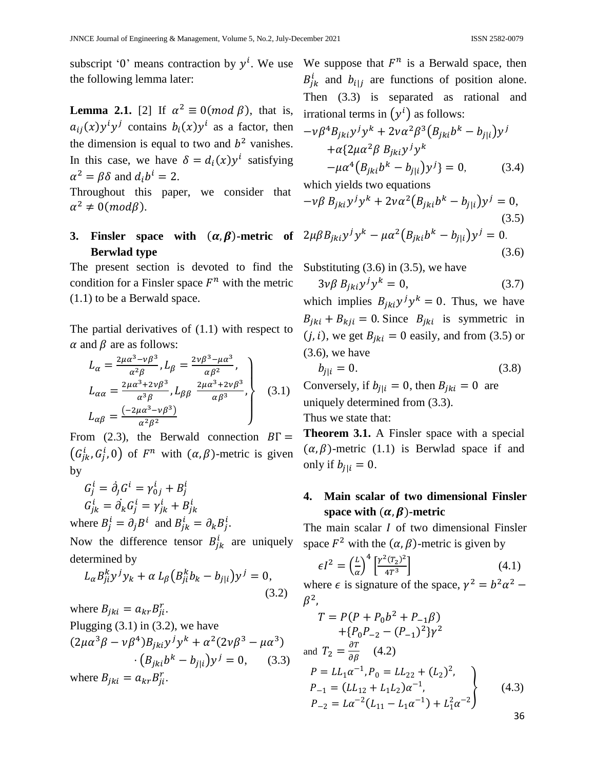subscript '0' means contraction by $y^i$. We use the following lemma later:

**Lemma 2.1.** [2] If $\alpha^2 \equiv 0(mod\ \beta)$, that is, $a_{ij}(x)y^i y^j$ contains $b_i(x)y^i$ as a factor, then the dimension is equal to two and $b^2$ vanishes. In this case, we have $\delta = d_i(x)y^i$ satisfying $\alpha^2 = \beta\delta$ and $d_i b^i = 2$.

Throughout this paper, we consider that $\alpha^2 \neq 0(mod\beta)$.

## 3. Finsler space with $(\alpha, \beta)$-metric of Berwlad type

The present section is devoted to find the condition for a Finsler space $F^n$ with the metric (1.1) to be a Berwald space.

The partial derivatives of (1.1) with respect to $\alpha$ and $\beta$ are as follows:

$$\left.\begin{aligned} &L_\alpha = \frac{2\mu\alpha^3 - \nu\beta^3}{\alpha^2\beta}, L_\beta = \frac{2\nu\beta^3 - \mu\alpha^3}{\alpha\beta^2}, \\ &L_{\alpha\alpha} = \frac{2\mu\alpha^3 + 2\nu\beta^3}{\alpha^3\beta}, L_{\beta\beta}\ \frac{2\mu\alpha^3 + 2\nu\beta^3}{\alpha\beta^3}, \\ &L_{\alpha\beta} = \frac{(-2\mu\alpha^3 - \nu\beta^3)}{\alpha^2\beta^2} \end{aligned}\right\} \quad (3.1)$$

From (2.3), the Berwald connection $B\Gamma = \left(G^i_{jk}, G^i_j, 0\right)$ of $F^n$ with $(\alpha, \beta)$-metric is given by

$$G^i_j = \dot{\partial}_j G^i = \gamma^i_{0j} + B^i_j$$

$$G^i_{jk} = \dot{\partial}_k G^i_j = \gamma^i_{jk} + B^i_{jk}$$

where $B^i_j = \partial_j B^i$ and $B^i_{jk} = \partial_k B^i_j$.

Now the difference tensor $B^i_{jk}$ are uniquely determined by

$$L_\alpha B^k_{ji} y^j y_k + \alpha\, L_\beta \left(B^k_{ji} b_k - b_{j|i}\right) y^j = 0, \quad (3.2)$$

where $B_{jki} = a_{kr} B^r_{ji}$.

Plugging (3.1) in (3.2), we have

$$(2\mu\alpha^3\beta - \nu\beta^4) B_{jki} y^j y^k + \alpha^2(2\nu\beta^3 - \mu\alpha^3) \cdot \left(B_{jki} b^k - b_{j|i}\right) y^j = 0, \quad (3.3)$$

where $B_{jki} = a_{kr} B^r_{ji}$.

We suppose that $F^n$ is a Berwald space, then $B^i_{jk}$ and $b_{i|j}$ are functions of position alone. Then (3.3) is separated as rational and irrational terms in $(y^i)$ as follows:

$$-\nu\beta^4 B_{jki} y^j y^k + 2\nu\alpha^2\beta^3\left(B_{jki} b^k - b_{j|i}\right) y^j + \alpha\{2\mu\alpha^2\beta\ B_{jki} y^j y^k - \mu\alpha^4\left(B_{jki} b^k - b_{j|i}\right) y^j\} = 0, \quad (3.4)$$

which yields two equations

$$-\nu\beta\, B_{jki} y^j y^k + 2\nu\alpha^2\left(B_{jki} b^k - b_{j|i}\right) y^j = 0, \quad (3.5)$$

$$2\mu\beta B_{jki} y^j y^k - \mu\alpha^2\left(B_{jki} b^k - b_{j|i}\right) y^j = 0. \quad (3.6)$$

Substituting (3.6) in (3.5), we have

$$3\nu\beta\, B_{jki} y^j y^k = 0, \quad (3.7)$$

which implies $B_{jki} y^j y^k = 0$. Thus, we have $B_{jki} + B_{kji} = 0$. Since $B_{jki}$ is symmetric in $(j, i)$, we get $B_{jki} = 0$ easily, and from (3.5) or (3.6), we have

$$b_{j|i} = 0. \quad (3.8)$$

Conversely, if $b_{j|i} = 0$, then $B_{jki} = 0$ are uniquely determined from (3.3).

Thus we state that:

**Theorem 3.1.** A Finsler space with a special $(\alpha, \beta)$-metric (1.1) is Berwlad space if and only if $b_{j|i} = 0$.

## 4. Main scalar of two dimensional Finsler space with $(\alpha, \beta)$-metric

The main scalar $I$ of two dimensional Finsler space $F^2$ with the $(\alpha, \beta)$-metric is given by

$$\epsilon I^2 = \left(\frac{L}{\alpha}\right)^4 \left[\frac{\gamma^2 (T_2)^2}{4T^3}\right] \quad (4.1)$$

where $\epsilon$ is signature of the space, $\gamma^2 = b^2\alpha^2 - \beta^2$,

$$T = P(P + P_0 b^2 + P_{-1}\beta) + \{P_0 P_{-2} - (P_{-1})^2\}\gamma^2$$

and $T_2 = \frac{\partial T}{\partial \beta}$ (4.2)

$$\left.\begin{aligned} &P = L L_1 \alpha^{-1}, P_0 = L L_{22} + (L_2)^2, \\ &P_{-1} = (L L_{12} + L_1 L_2)\alpha^{-1}, \\ &P_{-2} = L\alpha^{-2}(L_{11} - L_1\alpha^{-1}) + L_1^2\alpha^{-2} \end{aligned}\right\} \quad (4.3)$$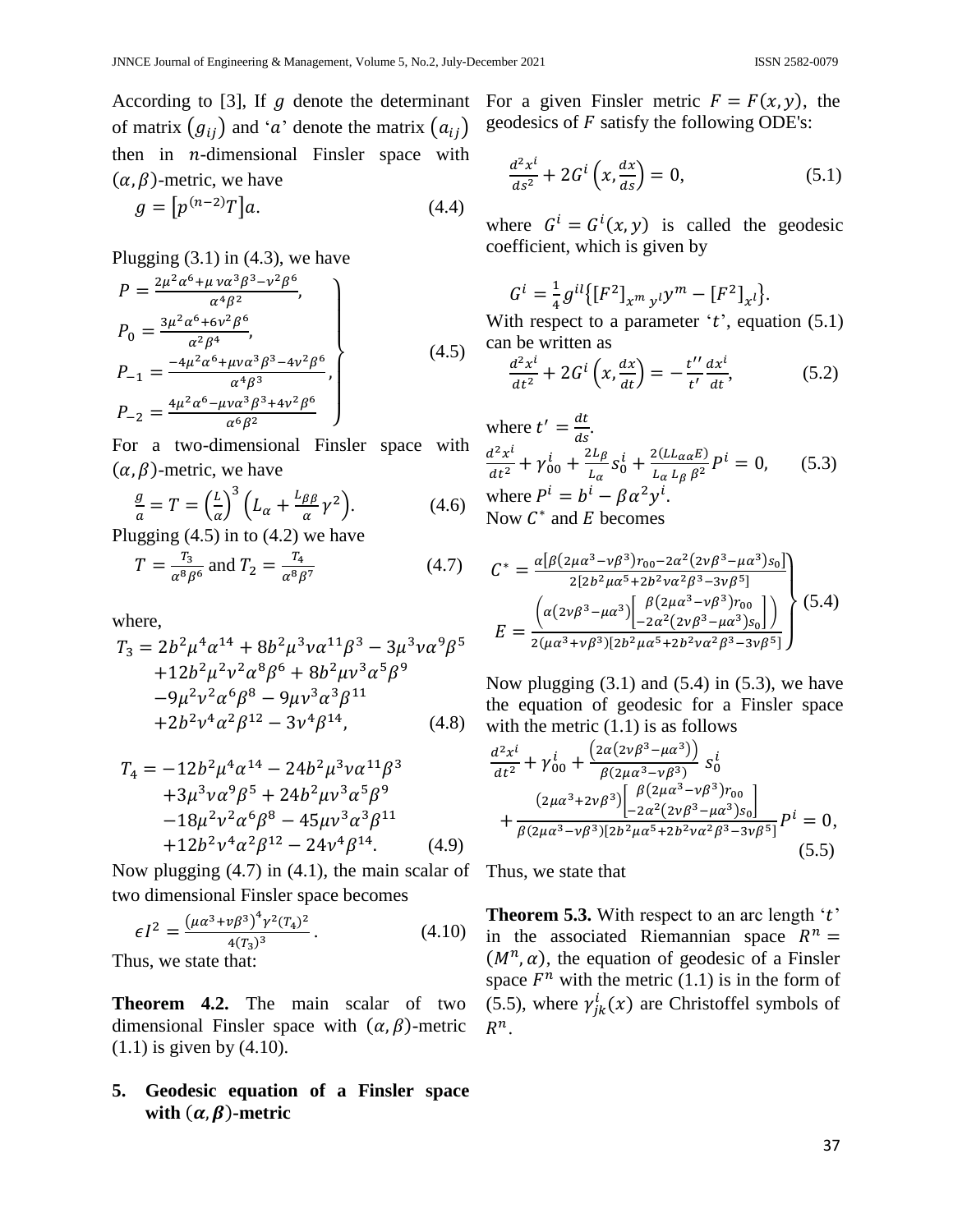According to [3], If $g$ denote the determinant of matrix $(g_{ij})$ and '$a$' denote the matrix $(a_{ij})$ then in $n$-dimensional Finsler space with $(\alpha,\beta)$-metric, we have

$$g = \left[p^{(n-2)}T\right]a. \tag{4.4}$$

Plugging (3.1) in (4.3), we have

$$\left.\begin{aligned}
P &= \frac{2\mu^2\alpha^6+\mu\,\nu\alpha^3\beta^3-\nu^2\beta^6}{\alpha^4\beta^2},\\
P_0 &= \frac{3\mu^2\alpha^6+6\nu^2\beta^6}{\alpha^2\beta^4},\\
P_{-1} &= \frac{-4\mu^2\alpha^6+\mu\nu\alpha^3\beta^3-4\nu^2\beta^6}{\alpha^4\beta^3},\\
P_{-2} &= \frac{4\mu^2\alpha^6-\mu\nu\alpha^3\beta^3+4\nu^2\beta^6}{\alpha^6\beta^2}
\end{aligned}\right\} \tag{4.5}$$

For a two-dimensional Finsler space with $(\alpha,\beta)$-metric, we have

$$\frac{g}{a} = T = \left(\frac{L}{\alpha}\right)^3\left(L_\alpha + \frac{L_{\beta\beta}}{\alpha}\gamma^2\right). \tag{4.6}$$

Plugging (4.5) in to (4.2) we have

$$T = \frac{T_3}{\alpha^8\beta^6} \text{ and } T_2 = \frac{T_4}{\alpha^8\beta^7} \tag{4.7}$$

where,

$$\begin{aligned}
T_3 = {} & 2b^2\mu^4\alpha^{14} + 8b^2\mu^3\nu\alpha^{11}\beta^3 - 3\mu^3\nu\alpha^9\beta^5\\
& +12b^2\mu^2\nu^2\alpha^8\beta^6 + 8b^2\mu\nu^3\alpha^5\beta^9\\
& -9\mu^2\nu^2\alpha^6\beta^8 - 9\mu\nu^3\alpha^3\beta^{11}\\
& +2b^2\nu^4\alpha^2\beta^{12} - 3\nu^4\beta^{14},
\end{aligned} \tag{4.8}$$

$$\begin{aligned}
T_4 = {} & -12b^2\mu^4\alpha^{14} - 24b^2\mu^3\nu\alpha^{11}\beta^3\\
& +3\mu^3\nu\alpha^9\beta^5 + 24b^2\mu\nu^3\alpha^5\beta^9\\
& -18\mu^2\nu^2\alpha^6\beta^8 - 45\mu\nu^3\alpha^3\beta^{11}\\
& +12b^2\nu^4\alpha^2\beta^{12} - 24\nu^4\beta^{14}.
\end{aligned} \tag{4.9}$$

Now plugging (4.7) in (4.1), the main scalar of two dimensional Finsler space becomes

$$\epsilon I^2 = \frac{(\mu\alpha^3+\nu\beta^3)^4\gamma^2(T_4)^2}{4(T_3)^3}. \tag{4.10}$$

Thus, we state that:

**Theorem 4.2.** The main scalar of two dimensional Finsler space with $(\alpha,\beta)$-metric (1.1) is given by (4.10).

## 5. Geodesic equation of a Finsler space with $(\alpha,\beta)$-metric

For a given Finsler metric $F = F(x,y)$, the geodesics of $F$ satisfy the following ODE's:

$$\frac{d^2x^i}{ds^2} + 2G^i\left(x,\frac{dx}{ds}\right) = 0, \tag{5.1}$$

where $G^i = G^i(x,y)$ is called the geodesic coefficient, which is given by

$$G^i = \frac{1}{4}g^{il}\left\{[F^2]_{x^m y^l}y^m - [F^2]_{x^l}\right\}.$$

With respect to a parameter '$t$', equation (5.1) can be written as

$$\frac{d^2x^i}{dt^2} + 2G^i\left(x,\frac{dx}{dt}\right) = -\frac{t''}{t'}\frac{dx^i}{dt}, \tag{5.2}$$

where $t' = \frac{dt}{ds}$.

$$\frac{d^2x^i}{dt^2} + \gamma^i_{00} + \frac{2L_\beta}{L_\alpha}s^i_0 + \frac{2(LL_{\alpha\alpha}E)}{L_\alpha L_\beta \beta^2}P^i = 0, \tag{5.3}$$

where $P^i = b^i - \beta\alpha^2 y^i$.

Now $C^*$ and $E$ becomes

$$\left.\begin{aligned}
C^* &= \frac{\alpha\left[\beta(2\mu\alpha^3-\nu\beta^3)r_{00} - 2\alpha^2(2\nu\beta^3-\mu\alpha^3)s_0\right]}{2[2b^2\mu\alpha^5+2b^2\nu\alpha^2\beta^3-3\nu\beta^5]}\\
E &= \frac{\left(\alpha(2\nu\beta^3-\mu\alpha^3)\begin{bmatrix}\beta(2\mu\alpha^3-\nu\beta^3)r_{00}\\ -2\alpha^2(2\nu\beta^3-\mu\alpha^3)s_0\end{bmatrix}\right)}{2(\mu\alpha^3+\nu\beta^3)[2b^2\mu\alpha^5+2b^2\nu\alpha^2\beta^3-3\nu\beta^5]}
\end{aligned}\right\} \tag{5.4}$$

Now plugging (3.1) and (5.4) in (5.3), we have the equation of geodesic for a Finsler space with the metric (1.1) is as follows

$$\begin{aligned}
&\frac{d^2x^i}{dt^2} + \gamma^i_{00} + \frac{\left(2\alpha(2\nu\beta^3-\mu\alpha^3)\right)}{\beta(2\mu\alpha^3-\nu\beta^3)}\,s^i_0\\
&+ \frac{(2\mu\alpha^3+2\nu\beta^3)\begin{bmatrix}\beta(2\mu\alpha^3-\nu\beta^3)r_{00}\\ -2\alpha^2(2\nu\beta^3-\mu\alpha^3)s_0\end{bmatrix}}{\beta(2\mu\alpha^3-\nu\beta^3)[2b^2\mu\alpha^5+2b^2\nu\alpha^2\beta^3-3\nu\beta^5]}P^i = 0,
\end{aligned} \tag{5.5}$$

Thus, we state that

**Theorem 5.3.** With respect to an arc length '$t$' in the associated Riemannian space $R^n = (M^n,\alpha)$, the equation of geodesic of a Finsler space $F^n$ with the metric (1.1) is in the form of (5.5), where $\gamma^i_{jk}(x)$ are Christoffel symbols of $R^n$.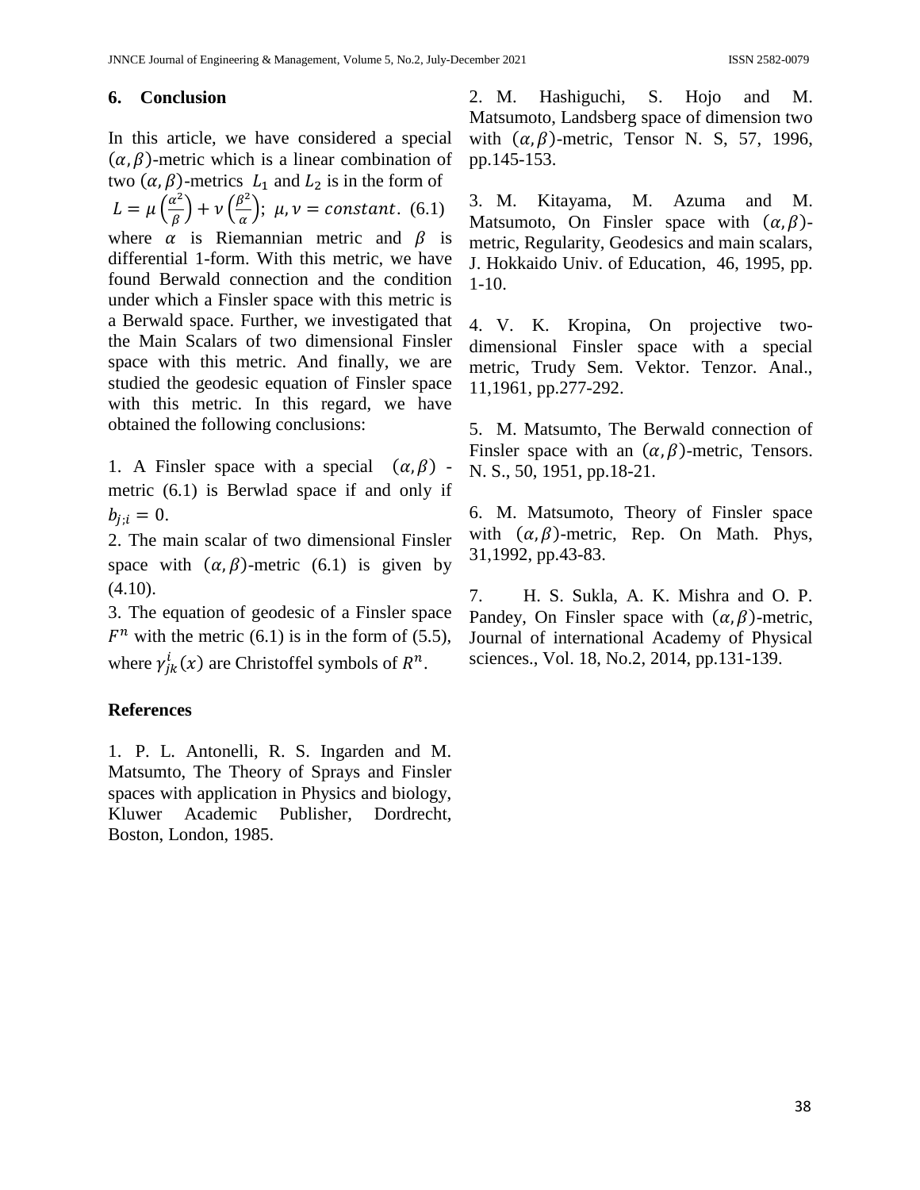## 6. Conclusion

In this article, we have considered a special $(\alpha,\beta)$-metric which is a linear combination of two $(\alpha,\beta)$-metrics $L_1$ and $L_2$ is in the form of

$$L = \mu\left(\frac{\alpha^2}{\beta}\right) + \nu\left(\frac{\beta^2}{\alpha}\right);\ \mu,\nu = constant. \quad (6.1)$$

where $\alpha$ is Riemannian metric and $\beta$ is differential 1-form. With this metric, we have found Berwald connection and the condition under which a Finsler space with this metric is a Berwald space. Further, we investigated that the Main Scalars of two dimensional Finsler space with this metric. And finally, we are studied the geodesic equation of Finsler space with this metric. In this regard, we have obtained the following conclusions:

1. A Finsler space with a special $(\alpha,\beta)$-metric (6.1) is Berwlad space if and only if $b_{j;i} = 0$.
2. The main scalar of two dimensional Finsler space with $(\alpha,\beta)$-metric (6.1) is given by (4.10).
3. The equation of geodesic of a Finsler space $F^n$ with the metric (6.1) is in the form of (5.5), where $\gamma^i_{jk}(x)$ are Christoffel symbols of $R^n$.

### References

1. P. L. Antonelli, R. S. Ingarden and M. Matsumto, The Theory of Sprays and Finsler spaces with application in Physics and biology, Kluwer Academic Publisher, Dordrecht, Boston, London, 1985.

2. M. Hashiguchi, S. Hojo and M. Matsumoto, Landsberg space of dimension two with $(\alpha,\beta)$-metric, Tensor N. S, 57, 1996, pp.145-153.

3. M. Kitayama, M. Azuma and M. Matsumoto, On Finsler space with $(\alpha,\beta)$-metric, Regularity, Geodesics and main scalars, J. Hokkaido Univ. of Education, 46, 1995, pp. 1-10.

4. V. K. Kropina, On projective two-dimensional Finsler space with a special metric, Trudy Sem. Vektor. Tenzor. Anal., 11,1961, pp.277-292.

5. M. Matsumto, The Berwald connection of Finsler space with an $(\alpha,\beta)$-metric, Tensors. N. S., 50, 1951, pp.18-21.

6. M. Matsumoto, Theory of Finsler space with $(\alpha,\beta)$-metric, Rep. On Math. Phys, 31,1992, pp.43-83.

7. H. S. Sukla, A. K. Mishra and O. P. Pandey, On Finsler space with $(\alpha,\beta)$-metric, Journal of international Academy of Physical sciences., Vol. 18, No.2, 2014, pp.131-139.